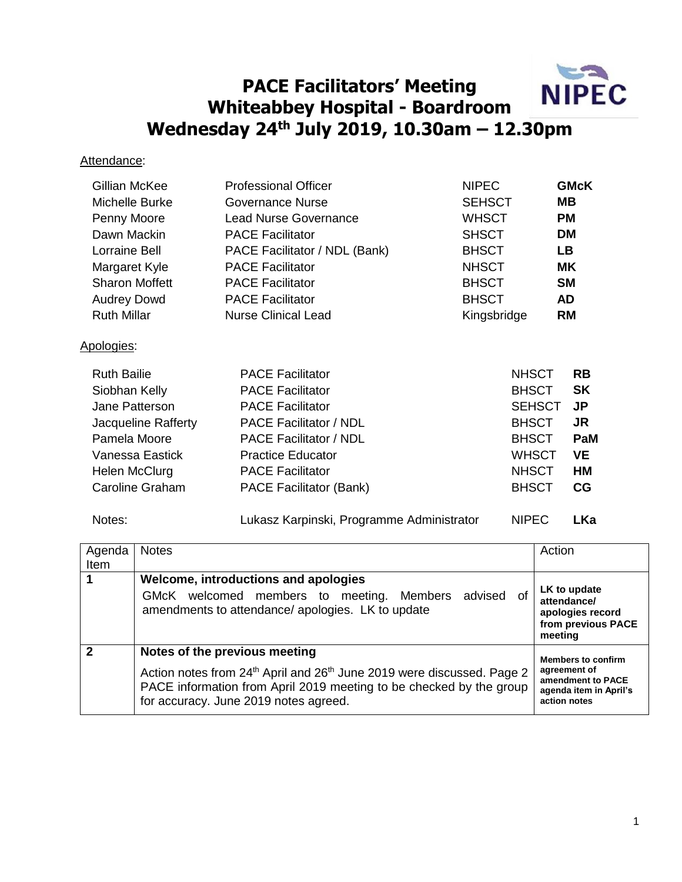# PACE Facilitators' Meeting
# Whiteabbey Hospital - Boardroom
# Wednesday 24th July 2019, 10.30am – 12.30pm

Attendance:

| | | | |
|---|---|---|---|
| Gillian McKee | Professional Officer | NIPEC | **GMcK** |
| Michelle Burke | Governance Nurse | SEHSCT | **MB** |
| Penny Moore | Lead Nurse Governance | WHSCT | **PM** |
| Dawn Mackin | PACE Facilitator | SHSCT | **DM** |
| Lorraine Bell | PACE Facilitator / NDL (Bank) | BHSCT | **LB** |
| Margaret Kyle | PACE Facilitator | NHSCT | **MK** |
| Sharon Moffett | PACE Facilitator | BHSCT | **SM** |
| Audrey Dowd | PACE Facilitator | BHSCT | **AD** |
| Ruth Millar | Nurse Clinical Lead | Kingsbridge | **RM** |

Apologies:

| | | | |
|---|---|---|---|
| Ruth Bailie | PACE Facilitator | NHSCT | **RB** |
| Siobhan Kelly | PACE Facilitator | BHSCT | **SK** |
| Jane Patterson | PACE Facilitator | SEHSCT | **JP** |
| Jacqueline Rafferty | PACE Facilitator / NDL | BHSCT | **JR** |
| Pamela Moore | PACE Facilitator / NDL | BHSCT | **PaM** |
| Vanessa Eastick | Practice Educator | WHSCT | **VE** |
| Helen McClurg | PACE Facilitator | NHSCT | **HM** |
| Caroline Graham | PACE Facilitator (Bank) | BHSCT | **CG** |
| | | | |
| Notes: | Lukasz Karpinski, Programme Administrator | NIPEC | **LKa** |

| Agenda Item | Notes | Action |
|---|---|---|
| **1** | **Welcome, introductions and apologies**<br>GMcK welcomed members to meeting. Members advised of amendments to attendance/ apologies. LK to update | **LK to update attendance/ apologies record from previous PACE meeting** |
| **2** | **Notes of the previous meeting**<br>Action notes from 24th April and 26th June 2019 were discussed. Page 2 PACE information from April 2019 meeting to be checked by the group for accuracy. June 2019 notes agreed. | **Members to confirm agreement of amendment to PACE agenda item in April's action notes** |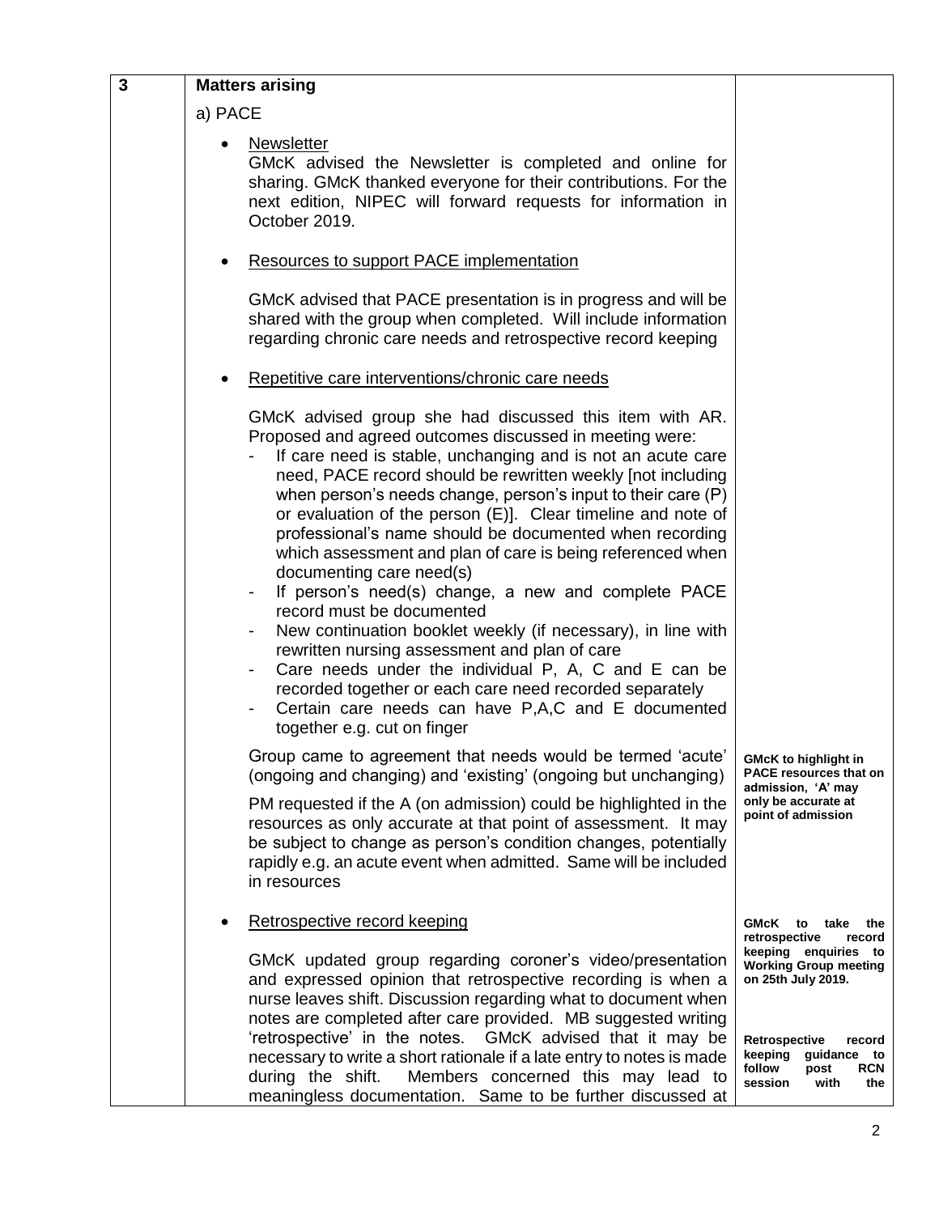| 3 | **Matters arising** | |
|---|---|---|
| | a) PACE | |
| | • <u>Newsletter</u><br>GMcK advised the Newsletter is completed and online for sharing. GMcK thanked everyone for their contributions. For the next edition, NIPEC will forward requests for information in October 2019. | |
| | • <u>Resources to support PACE implementation</u><br><br>GMcK advised that PACE presentation is in progress and will be shared with the group when completed. Will include information regarding chronic care needs and retrospective record keeping | |
| | • <u>Repetitive care interventions/chronic care needs</u><br><br>GMcK advised group she had discussed this item with AR. Proposed and agreed outcomes discussed in meeting were:<br>- If care need is stable, unchanging and is not an acute care need, PACE record should be rewritten weekly [not including when person's needs change, person's input to their care (P) or evaluation of the person (E)]. Clear timeline and note of professional's name should be documented when recording which assessment and plan of care is being referenced when documenting care need(s)<br>- If person's need(s) change, a new and complete PACE record must be documented<br>- New continuation booklet weekly (if necessary), in line with rewritten nursing assessment and plan of care<br>- Care needs under the individual P, A, C and E can be recorded together or each care need recorded separately<br>- Certain care needs can have P,A,C and E documented together e.g. cut on finger | |
| | Group came to agreement that needs would be termed 'acute' (ongoing and changing) and 'existing' (ongoing but unchanging)<br><br>PM requested if the A (on admission) could be highlighted in the resources as only accurate at that point of assessment. It may be subject to change as person's condition changes, potentially rapidly e.g. an acute event when admitted. Same will be included in resources | **GMcK to highlight in PACE resources that on admission, 'A' may only be accurate at point of admission** |
| | • <u>Retrospective record keeping</u><br><br>GMcK updated group regarding coroner's video/presentation and expressed opinion that retrospective recording is when a nurse leaves shift. Discussion regarding what to document when notes are completed after care provided. MB suggested writing 'retrospective' in the notes. GMcK advised that it may be necessary to write a short rationale if a late entry to notes is made during the shift. Members concerned this may lead to meaningless documentation. Same to be further discussed at | **GMcK to take the retrospective record keeping enquiries to Working Group meeting on 25th July 2019.**<br><br>**Retrospective record keeping guidance to follow post RCN session with the** |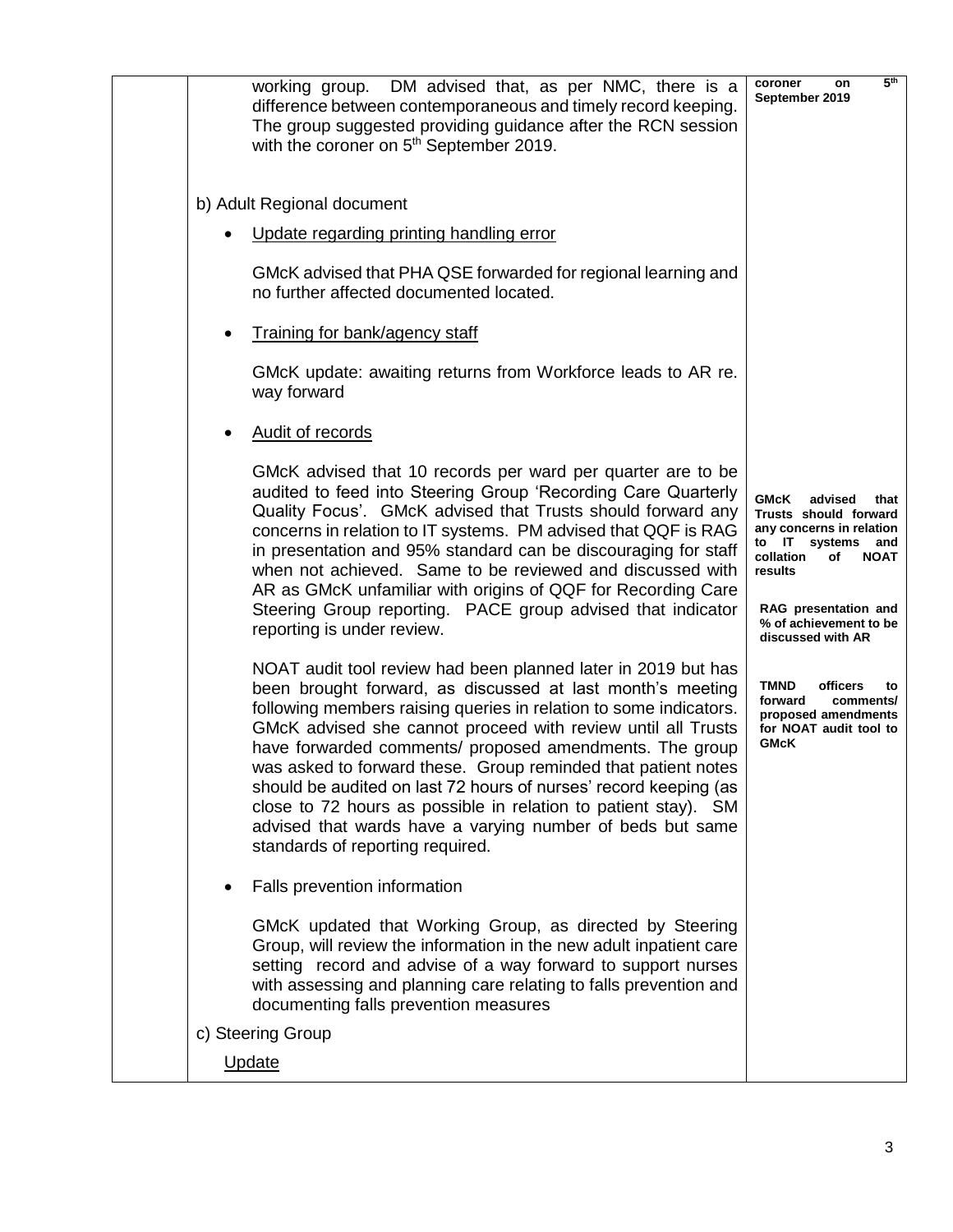| | | |
|---|---|---|
| | working group. DM advised that, as per NMC, there is a difference between contemporaneous and timely record keeping. The group suggested providing guidance after the RCN session with the coroner on 5th September 2019.<br><br>b) Adult Regional document<br><br>• <u>Update regarding printing handling error</u><br><br>GMcK advised that PHA QSE forwarded for regional learning and no further affected documented located.<br><br>• <u>Training for bank/agency staff</u><br><br>GMcK update: awaiting returns from Workforce leads to AR re. way forward<br><br>• <u>Audit of records</u><br><br>GMcK advised that 10 records per ward per quarter are to be audited to feed into Steering Group 'Recording Care Quarterly Quality Focus'. GMcK advised that Trusts should forward any concerns in relation to IT systems. PM advised that QQF is RAG in presentation and 95% standard can be discouraging for staff when not achieved. Same to be reviewed and discussed with AR as GMcK unfamiliar with origins of QQF for Recording Care Steering Group reporting. PACE group advised that indicator reporting is under review.<br><br>NOAT audit tool review had been planned later in 2019 but has been brought forward, as discussed at last month's meeting following members raising queries in relation to some indicators. GMcK advised she cannot proceed with review until all Trusts have forwarded comments/ proposed amendments. The group was asked to forward these. Group reminded that patient notes should be audited on last 72 hours of nurses' record keeping (as close to 72 hours as possible in relation to patient stay). SM advised that wards have a varying number of beds but same standards of reporting required.<br><br>• Falls prevention information<br><br>GMcK updated that Working Group, as directed by Steering Group, will review the information in the new adult inpatient care setting record and advise of a way forward to support nurses with assessing and planning care relating to falls prevention and documenting falls prevention measures<br><br>c) Steering Group<br><br><u>Update</u> | **coroner on 5th September 2019**<br><br>**GMcK advised that Trusts should forward any concerns in relation to IT systems and collation of NOAT results**<br><br>**RAG presentation and % of achievement to be discussed with AR**<br><br>**TMND officers to forward comments/ proposed amendments for NOAT audit tool to GMcK** |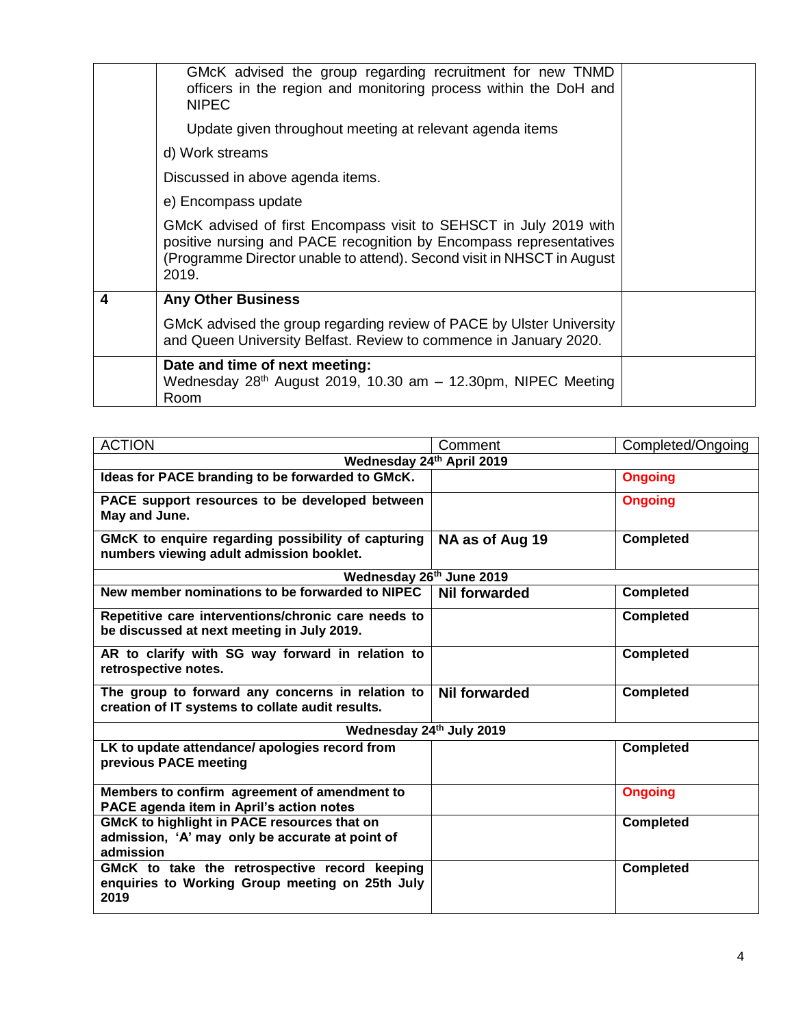| | | |
|---|---|---|
| | GMcK advised the group regarding recruitment for new TNMD officers in the region and monitoring process within the DoH and NIPEC<br><br>Update given throughout meeting at relevant agenda items<br><br>d) Work streams<br><br>Discussed in above agenda items.<br><br>e) Encompass update<br><br>GMcK advised of first Encompass visit to SEHSCT in July 2019 with positive nursing and PACE recognition by Encompass representatives (Programme Director unable to attend). Second visit in NHSCT in August 2019. | |
| **4** | **Any Other Business**<br><br>GMcK advised the group regarding review of PACE by Ulster University and Queen University Belfast. Review to commence in January 2020. | |
| | **Date and time of next meeting:**<br>Wednesday 28th August 2019, 10.30 am – 12.30pm, NIPEC Meeting Room | |

| ACTION | Comment | Completed/Ongoing |
|---|---|---|
| **Wednesday 24th April 2019** | | |
| **Ideas for PACE branding to be forwarded to GMcK.** | | **Ongoing** |
| **PACE support resources to be developed between May and June.** | | **Ongoing** |
| **GMcK to enquire regarding possibility of capturing numbers viewing adult admission booklet.** | **NA as of Aug 19** | **Completed** |
| **Wednesday 26th June 2019** | | |
| **New member nominations to be forwarded to NIPEC** | **Nil forwarded** | **Completed** |
| **Repetitive care interventions/chronic care needs to be discussed at next meeting in July 2019.** | | **Completed** |
| **AR to clarify with SG way forward in relation to retrospective notes.** | | **Completed** |
| **The group to forward any concerns in relation to creation of IT systems to collate audit results.** | **Nil forwarded** | **Completed** |
| **Wednesday 24th July 2019** | | |
| **LK to update attendance/ apologies record from previous PACE meeting** | | **Completed** |
| **Members to confirm agreement of amendment to PACE agenda item in April's action notes** | | **Ongoing** |
| **GMcK to highlight in PACE resources that on admission, 'A' may only be accurate at point of admission** | | **Completed** |
| **GMcK to take the retrospective record keeping enquiries to Working Group meeting on 25th July 2019** | | **Completed** |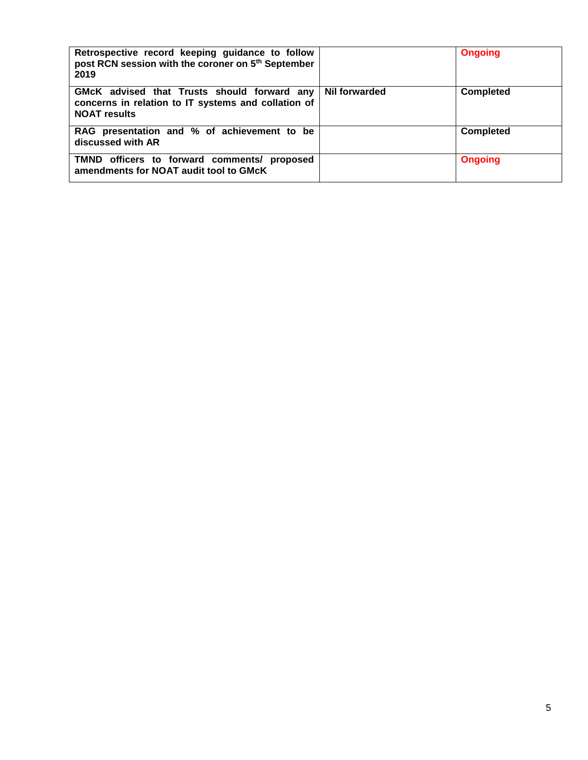| | | |
|---|---|---|
| **Retrospective record keeping guidance to follow post RCN session with the coroner on 5th September 2019** | | **Ongoing** |
| **GMcK advised that Trusts should forward any concerns in relation to IT systems and collation of NOAT results** | **Nil forwarded** | **Completed** |
| **RAG presentation and % of achievement to be discussed with AR** | | **Completed** |
| **TMND officers to forward comments/ proposed amendments for NOAT audit tool to GMcK** | | **Ongoing** |